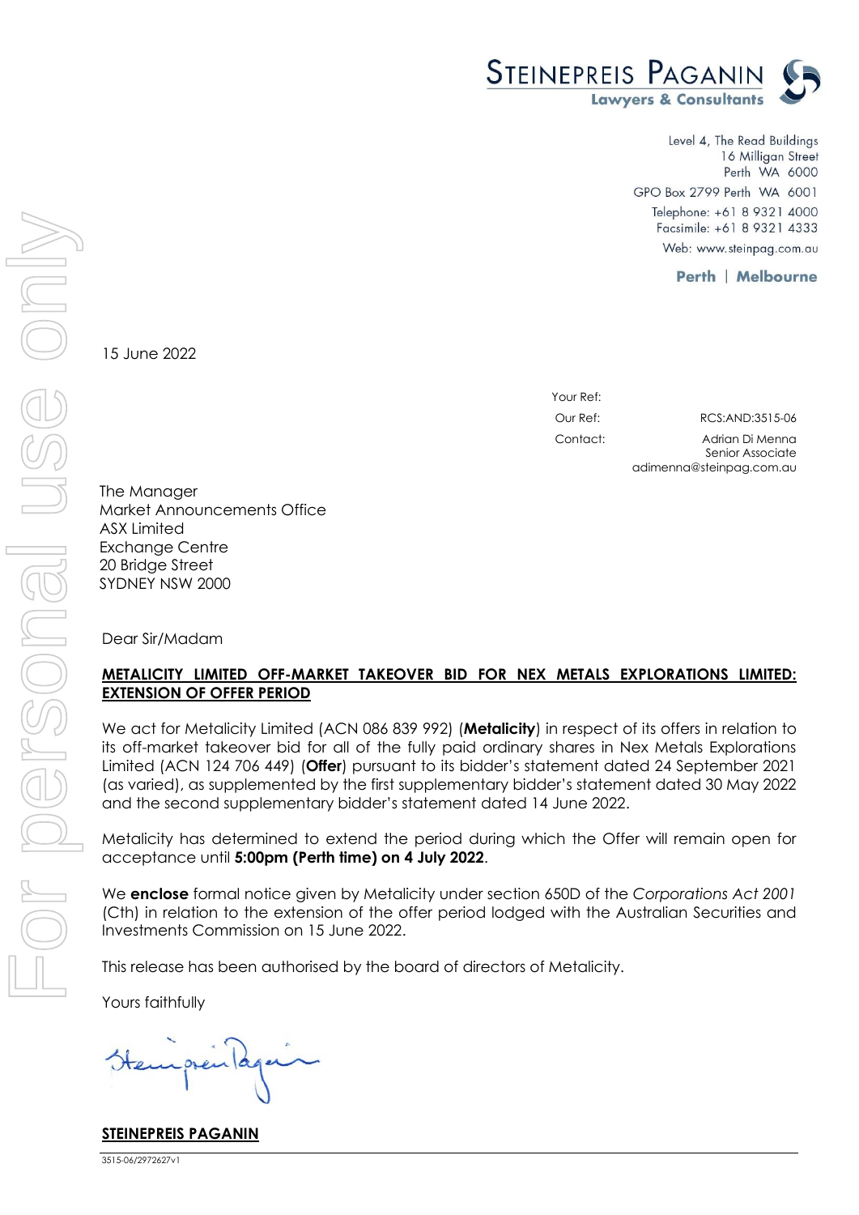**STEINEPREIS PAGANIN**
**Lawyers & Consultants**

Level 4, The Read Buildings
16 Milligan Street
Perth WA 6000
GPO Box 2799 Perth WA 6001
Telephone: +61 8 9321 4000
Facsimile: +61 8 9321 4333
Web: www.steinpag.com.au

**Perth | Melbourne**

15 June 2022

Your Ref:
Our Ref: RCS:AND:3515-06
Contact: Adrian Di Menna
Senior Associate
adimenna@steinpag.com.au

The Manager
Market Announcements Office
ASX Limited
Exchange Centre
20 Bridge Street
SYDNEY NSW 2000

Dear Sir/Madam

**METALICITY LIMITED OFF-MARKET TAKEOVER BID FOR NEX METALS EXPLORATIONS LIMITED: EXTENSION OF OFFER PERIOD**

We act for Metalicity Limited (ACN 086 839 992) (**Metalicity**) in respect of its offers in relation to its off-market takeover bid for all of the fully paid ordinary shares in Nex Metals Explorations Limited (ACN 124 706 449) (**Offer**) pursuant to its bidder's statement dated 24 September 2021 (as varied), as supplemented by the first supplementary bidder's statement dated 30 May 2022 and the second supplementary bidder's statement dated 14 June 2022.

Metalicity has determined to extend the period during which the Offer will remain open for acceptance until **5:00pm (Perth time) on 4 July 2022**.

We **enclose** formal notice given by Metalicity under section 650D of the *Corporations Act 2001* (Cth) in relation to the extension of the offer period lodged with the Australian Securities and Investments Commission on 15 June 2022.

This release has been authorised by the board of directors of Metalicity.

Yours faithfully

**STEINEPREIS PAGANIN**

3515-06/2972627v1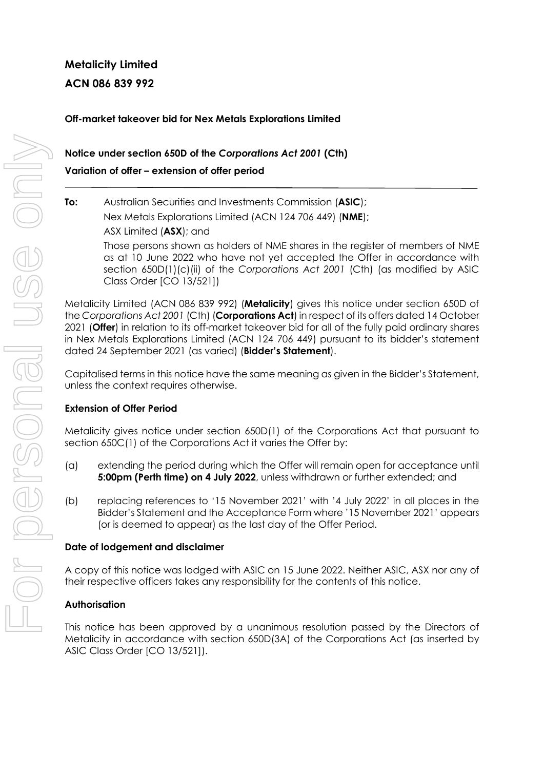**Metalicity Limited**

**ACN 086 839 992**

**Off-market takeover bid for Nex Metals Explorations Limited**

**Notice under section 650D of the *Corporations Act 2001* (Cth)**

**Variation of offer – extension of offer period**

---

**To:** Australian Securities and Investments Commission (**ASIC**);

Nex Metals Explorations Limited (ACN 124 706 449) (**NME**);

ASX Limited (**ASX**); and

Those persons shown as holders of NME shares in the register of members of NME as at 10 June 2022 who have not yet accepted the Offer in accordance with section 650D(1)(c)(ii) of the *Corporations Act 2001* (Cth) (as modified by ASIC Class Order [CO 13/521])

Metalicity Limited (ACN 086 839 992) (**Metalicity**) gives this notice under section 650D of the *Corporations Act 2001* (Cth) (**Corporations Act**) in respect of its offers dated 14 October 2021 (**Offer**) in relation to its off-market takeover bid for all of the fully paid ordinary shares in Nex Metals Explorations Limited (ACN 124 706 449) pursuant to its bidder's statement dated 24 September 2021 (as varied) (**Bidder's Statement**).

Capitalised terms in this notice have the same meaning as given in the Bidder's Statement, unless the context requires otherwise.

**Extension of Offer Period**

Metalicity gives notice under section 650D(1) of the Corporations Act that pursuant to section 650C(1) of the Corporations Act it varies the Offer by:

(a) extending the period during which the Offer will remain open for acceptance until **5:00pm (Perth time) on 4 July 2022**, unless withdrawn or further extended; and

(b) replacing references to '15 November 2021' with '4 July 2022' in all places in the Bidder's Statement and the Acceptance Form where '15 November 2021' appears (or is deemed to appear) as the last day of the Offer Period.

**Date of lodgement and disclaimer**

A copy of this notice was lodged with ASIC on 15 June 2022. Neither ASIC, ASX nor any of their respective officers takes any responsibility for the contents of this notice.

**Authorisation**

This notice has been approved by a unanimous resolution passed by the Directors of Metalicity in accordance with section 650D(3A) of the Corporations Act (as inserted by ASIC Class Order [CO 13/521]).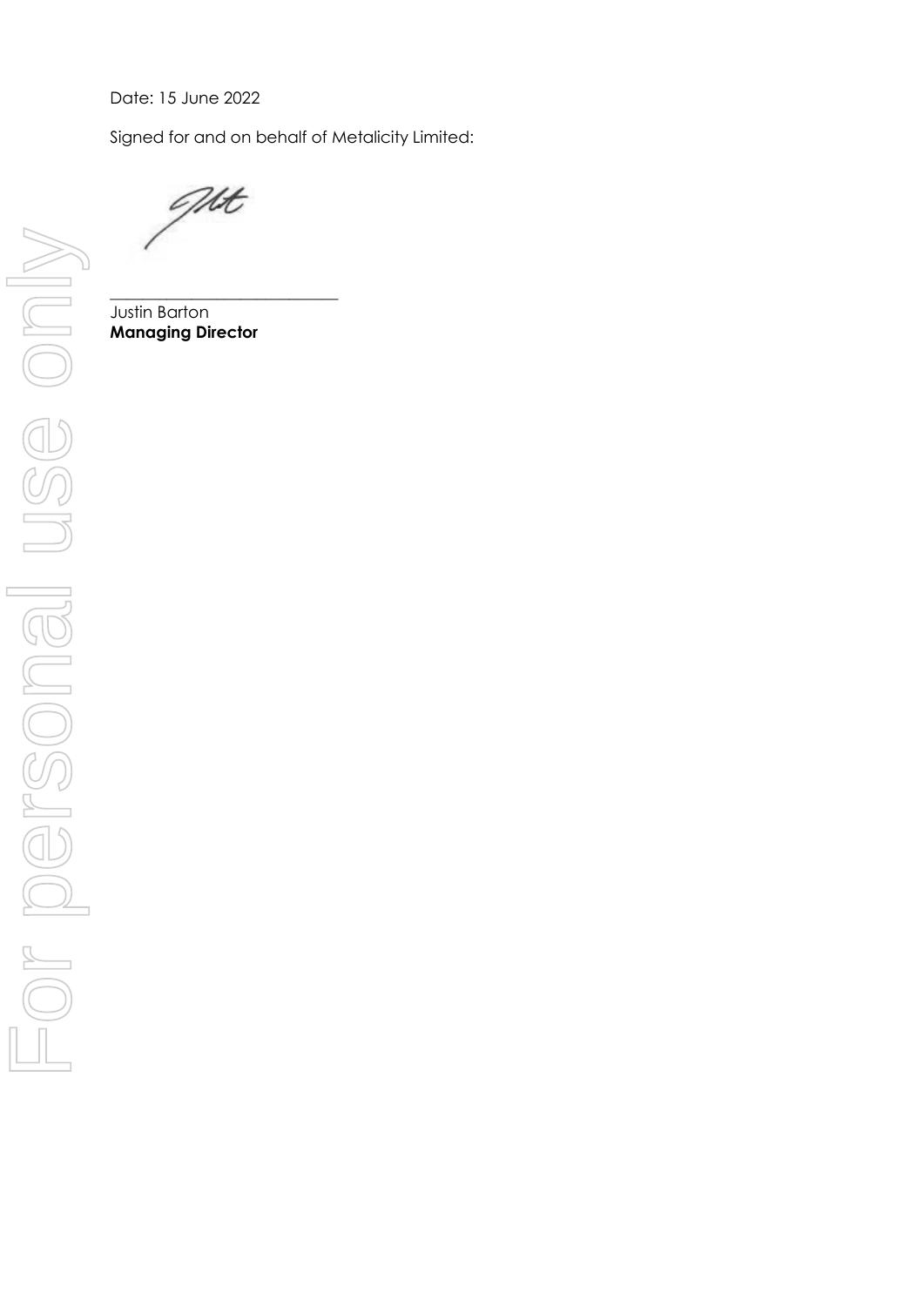Date: 15 June 2022

Signed for and on behalf of Metalicity Limited:

\_\_\_\_\_\_\_\_\_\_\_\_\_\_\_\_\_\_\_\_\_\_\_\_\_\_\_\_

Justin Barton
**Managing Director**